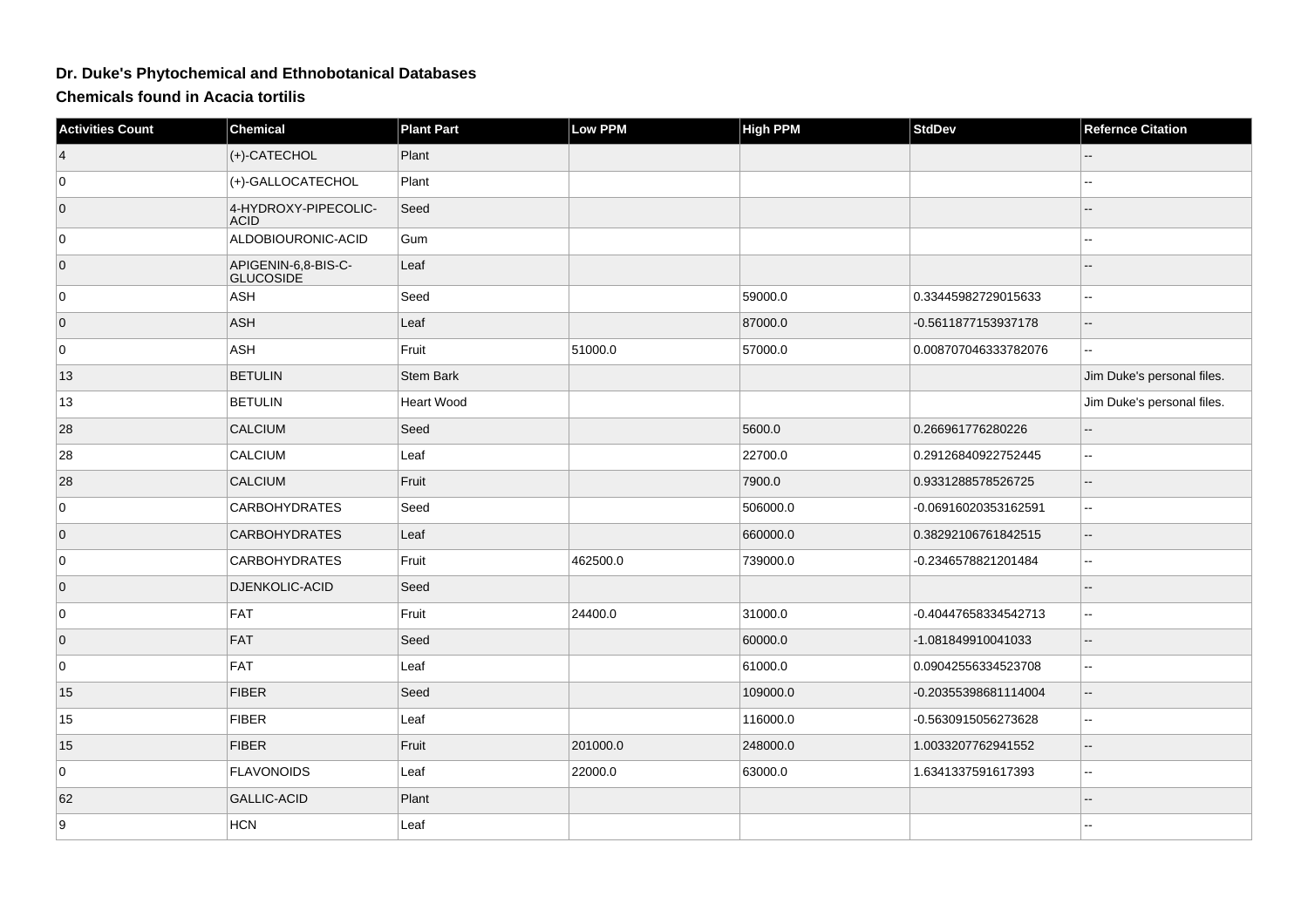# Dr. Duke's Phytochemical and Ethnobotanical Databases

## Chemicals found in Acacia tortilis

| Activities Count | Chemical | Plant Part | Low PPM | High PPM | StdDev | Refernce Citation |
|---|---|---|---|---|---|---|
| 4 | (+)-CATECHOL | Plant | | | | -- |
| 0 | (+)-GALLOCATECHOL | Plant | | | | -- |
| 0 | 4-HYDROXY-PIPECOLIC-ACID | Seed | | | | -- |
| 0 | ALDOBIOURONIC-ACID | Gum | | | | -- |
| 0 | APIGENIN-6,8-BIS-C-GLUCOSIDE | Leaf | | | | -- |
| 0 | ASH | Seed | | 59000.0 | 0.33445982729015633 | -- |
| 0 | ASH | Leaf | | 87000.0 | -0.5611877153937178 | -- |
| 0 | ASH | Fruit | 51000.0 | 57000.0 | 0.008707046333782076 | -- |
| 13 | BETULIN | Stem Bark | | | | Jim Duke's personal files. |
| 13 | BETULIN | Heart Wood | | | | Jim Duke's personal files. |
| 28 | CALCIUM | Seed | | 5600.0 | 0.266961776280226 | -- |
| 28 | CALCIUM | Leaf | | 22700.0 | 0.29126840922752445 | -- |
| 28 | CALCIUM | Fruit | | 7900.0 | 0.9331288578526725 | -- |
| 0 | CARBOHYDRATES | Seed | | 506000.0 | -0.06916020353162591 | -- |
| 0 | CARBOHYDRATES | Leaf | | 660000.0 | 0.38292106761842515 | -- |
| 0 | CARBOHYDRATES | Fruit | 462500.0 | 739000.0 | -0.2346578821201484 | -- |
| 0 | DJENKOLIC-ACID | Seed | | | | -- |
| 0 | FAT | Fruit | 24400.0 | 31000.0 | -0.40447658334542713 | -- |
| 0 | FAT | Seed | | 60000.0 | -1.081849910041033 | -- |
| 0 | FAT | Leaf | | 61000.0 | 0.09042556334523708 | -- |
| 15 | FIBER | Seed | | 109000.0 | -0.20355398681114004 | -- |
| 15 | FIBER | Leaf | | 116000.0 | -0.5630915056273628 | -- |
| 15 | FIBER | Fruit | 201000.0 | 248000.0 | 1.0033207762941552 | -- |
| 0 | FLAVONOIDS | Leaf | 22000.0 | 63000.0 | 1.6341337591617393 | -- |
| 62 | GALLIC-ACID | Plant | | | | -- |
| 9 | HCN | Leaf | | | | -- |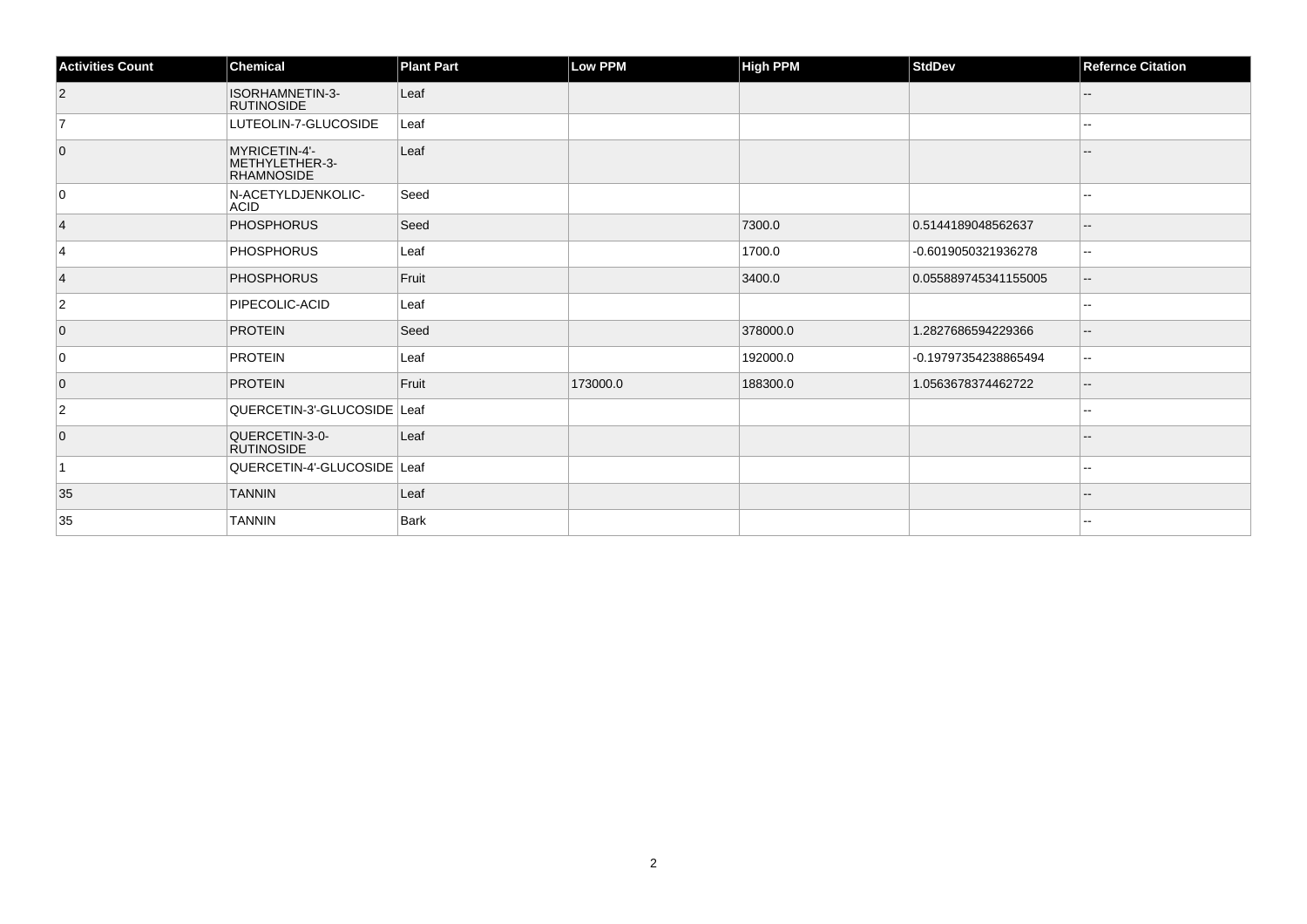| Activities Count | Chemical | Plant Part | Low PPM | High PPM | StdDev | Refernce Citation |
| --- | --- | --- | --- | --- | --- | --- |
| 2 | ISORHAMNETIN-3-RUTINOSIDE | Leaf | | | | -- |
| 7 | LUTEOLIN-7-GLUCOSIDE | Leaf | | | | -- |
| 0 | MYRICETIN-4'-METHYLETHER-3-RHAMNOSIDE | Leaf | | | | -- |
| 0 | N-ACETYLDJENKOLIC-ACID | Seed | | | | -- |
| 4 | PHOSPHORUS | Seed | | 7300.0 | 0.5144189048562637 | -- |
| 4 | PHOSPHORUS | Leaf | | 1700.0 | -0.6019050321936278 | -- |
| 4 | PHOSPHORUS | Fruit | | 3400.0 | 0.055889745341155005 | -- |
| 2 | PIPECOLIC-ACID | Leaf | | | | -- |
| 0 | PROTEIN | Seed | | 378000.0 | 1.2827686594229366 | -- |
| 0 | PROTEIN | Leaf | | 192000.0 | -0.19797354238865494 | -- |
| 0 | PROTEIN | Fruit | 173000.0 | 188300.0 | 1.0563678374462722 | -- |
| 2 | QUERCETIN-3'-GLUCOSIDE | Leaf | | | | -- |
| 0 | QUERCETIN-3-0-RUTINOSIDE | Leaf | | | | -- |
| 1 | QUERCETIN-4'-GLUCOSIDE | Leaf | | | | -- |
| 35 | TANNIN | Leaf | | | | -- |
| 35 | TANNIN | Bark | | | | -- |